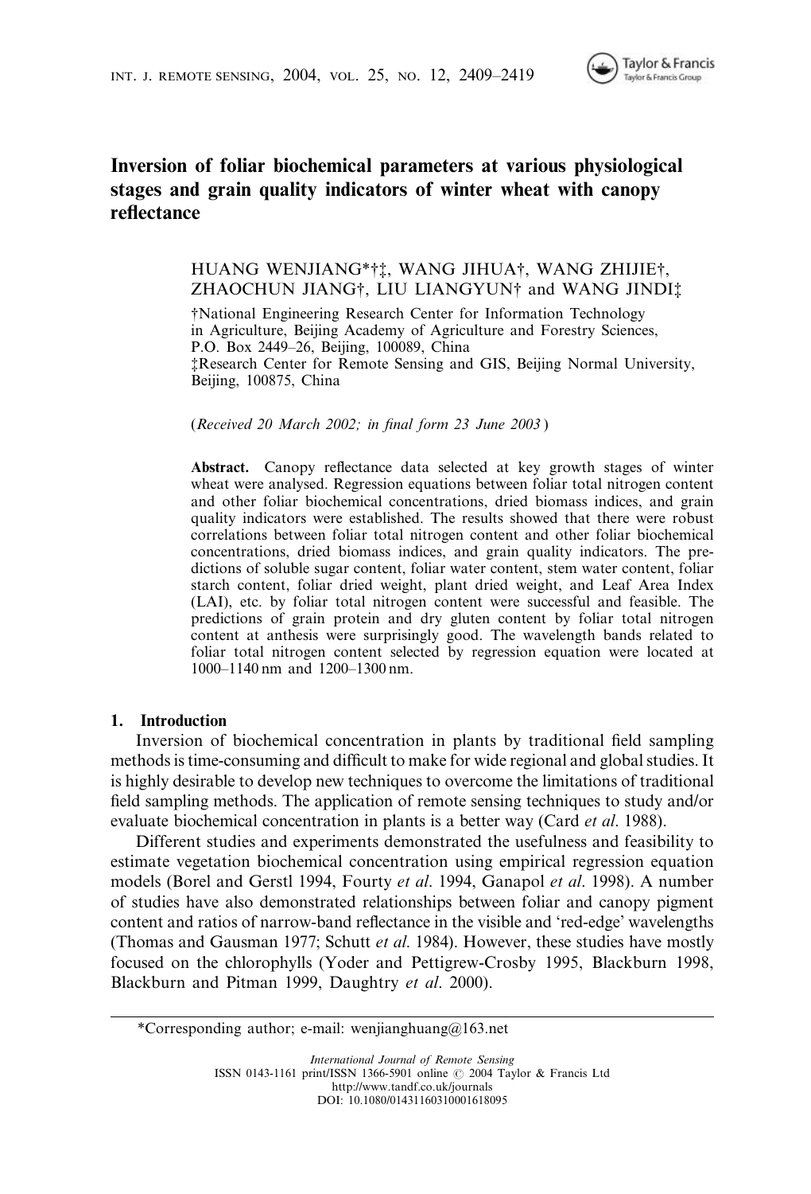# Inversion of foliar biochemical parameters at various physiological stages and grain quality indicators of winter wheat with canopy reflectance

HUANG WENJIANG*†‡, WANG JIHUA†, WANG ZHIJIE†, ZHAOCHUN JIANG†, LIU LIANGYUN† and WANG JINDI‡

†National Engineering Research Center for Information Technology in Agriculture, Beijing Academy of Agriculture and Forestry Sciences, P.O. Box 2449–26, Beijing, 100089, China

‡Research Center for Remote Sensing and GIS, Beijing Normal University, Beijing, 100875, China

(*Received 20 March 2002; in final form 23 June 2003*)

**Abstract.** Canopy reflectance data selected at key growth stages of winter wheat were analysed. Regression equations between foliar total nitrogen content and other foliar biochemical concentrations, dried biomass indices, and grain quality indicators were established. The results showed that there were robust correlations between foliar total nitrogen content and other foliar biochemical concentrations, dried biomass indices, and grain quality indicators. The predictions of soluble sugar content, foliar water content, stem water content, foliar starch content, foliar dried weight, plant dried weight, and Leaf Area Index (LAI), etc. by foliar total nitrogen content were successful and feasible. The predictions of grain protein and dry gluten content by foliar total nitrogen content at anthesis were surprisingly good. The wavelength bands related to foliar total nitrogen content selected by regression equation were located at 1000–1140 nm and 1200–1300 nm.

## 1. Introduction

Inversion of biochemical concentration in plants by traditional field sampling methods is time-consuming and difficult to make for wide regional and global studies. It is highly desirable to develop new techniques to overcome the limitations of traditional field sampling methods. The application of remote sensing techniques to study and/or evaluate biochemical concentration in plants is a better way (Card *et al*. 1988).

Different studies and experiments demonstrated the usefulness and feasibility to estimate vegetation biochemical concentration using empirical regression equation models (Borel and Gerstl 1994, Fourty *et al*. 1994, Ganapol *et al*. 1998). A number of studies have also demonstrated relationships between foliar and canopy pigment content and ratios of narrow-band reflectance in the visible and 'red-edge' wavelengths (Thomas and Gausman 1977; Schutt *et al*. 1984). However, these studies have mostly focused on the chlorophylls (Yoder and Pettigrew-Crosby 1995, Blackburn 1998, Blackburn and Pitman 1999, Daughtry *et al*. 2000).

*Corresponding author; e-mail: wenjianghuang@163.net

*International Journal of Remote Sensing*
ISSN 0143-1161 print/ISSN 1366-5901 online © 2004 Taylor & Francis Ltd
http://www.tandf.co.uk/journals
DOI: 10.1080/01431160310001618095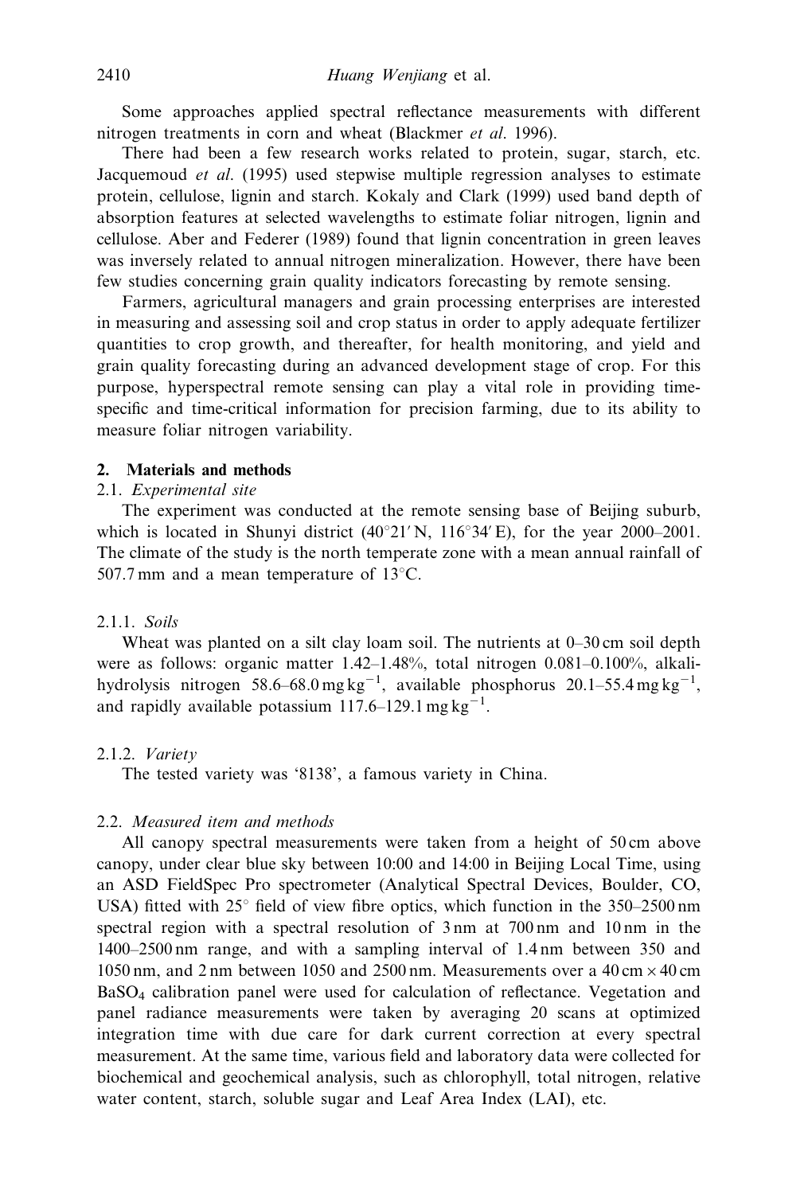Some approaches applied spectral reflectance measurements with different nitrogen treatments in corn and wheat (Blackmer *et al*. 1996).

There had been a few research works related to protein, sugar, starch, etc. Jacquemoud *et al*. (1995) used stepwise multiple regression analyses to estimate protein, cellulose, lignin and starch. Kokaly and Clark (1999) used band depth of absorption features at selected wavelengths to estimate foliar nitrogen, lignin and cellulose. Aber and Federer (1989) found that lignin concentration in green leaves was inversely related to annual nitrogen mineralization. However, there have been few studies concerning grain quality indicators forecasting by remote sensing.

Farmers, agricultural managers and grain processing enterprises are interested in measuring and assessing soil and crop status in order to apply adequate fertilizer quantities to crop growth, and thereafter, for health monitoring, and yield and grain quality forecasting during an advanced development stage of crop. For this purpose, hyperspectral remote sensing can play a vital role in providing time-specific and time-critical information for precision farming, due to its ability to measure foliar nitrogen variability.

## 2. Materials and methods

### 2.1. *Experimental site*

The experiment was conducted at the remote sensing base of Beijing suburb, which is located in Shunyi district ($40^\circ 21'$ N, $116^\circ 34'$ E), for the year 2000–2001. The climate of the study is the north temperate zone with a mean annual rainfall of 507.7 mm and a mean temperature of $13^\circ$C.

#### 2.1.1. *Soils*

Wheat was planted on a silt clay loam soil. The nutrients at 0–30 cm soil depth were as follows: organic matter 1.42–1.48%, total nitrogen 0.081–0.100%, alkali-hydrolysis nitrogen 58.6–68.0 mg $kg^{-1}$, available phosphorus 20.1–55.4 mg $kg^{-1}$, and rapidly available potassium 117.6–129.1 mg $kg^{-1}$.

#### 2.1.2. *Variety*

The tested variety was '8138', a famous variety in China.

### 2.2. *Measured item and methods*

All canopy spectral measurements were taken from a height of 50 cm above canopy, under clear blue sky between 10:00 and 14:00 in Beijing Local Time, using an ASD FieldSpec Pro spectrometer (Analytical Spectral Devices, Boulder, CO, USA) fitted with $25^\circ$ field of view fibre optics, which function in the 350–2500 nm spectral region with a spectral resolution of 3 nm at 700 nm and 10 nm in the 1400–2500 nm range, and with a sampling interval of 1.4 nm between 350 and 1050 nm, and 2 nm between 1050 and 2500 nm. Measurements over a 40 cm $\times$ 40 cm $BaSO_4$ calibration panel were used for calculation of reflectance. Vegetation and panel radiance measurements were taken by averaging 20 scans at optimized integration time with due care for dark current correction at every spectral measurement. At the same time, various field and laboratory data were collected for biochemical and geochemical analysis, such as chlorophyll, total nitrogen, relative water content, starch, soluble sugar and Leaf Area Index (LAI), etc.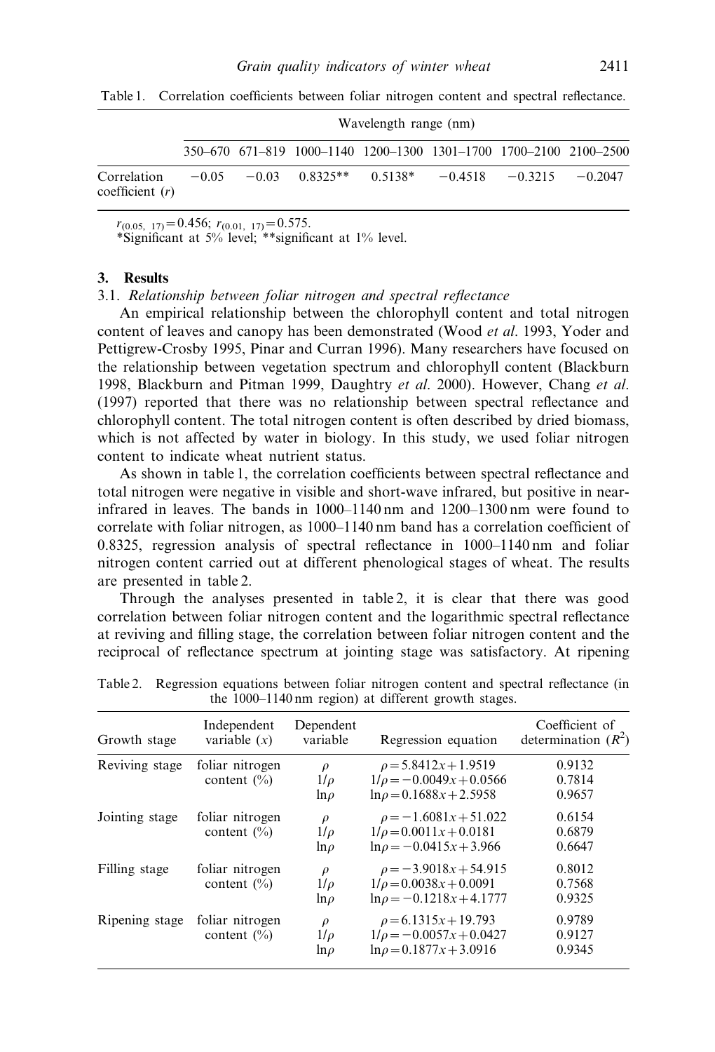Table 1. Correlation coefficients between foliar nitrogen content and spectral reflectance.

| | Wavelength range (nm) | | | | | | |
|---|---|---|---|---|---|---|---|
| | 350–670 | 671–819 | 1000–1140 | 1200–1300 | 1301–1700 | 1700–2100 | 2100–2500 |
| Correlation coefficient ($r$) | −0.05 | −0.03 | 0.8325** | 0.5138* | −0.4518 | −0.3215 | −0.2047 |

$r_{(0.05,\ 17)}=0.456$; $r_{(0.01,\ 17)}=0.575$.
*Significant at 5% level; **significant at 1% level.

## 3. Results

### 3.1. *Relationship between foliar nitrogen and spectral reflectance*

An empirical relationship between the chlorophyll content and total nitrogen content of leaves and canopy has been demonstrated (Wood *et al*. 1993, Yoder and Pettigrew-Crosby 1995, Pinar and Curran 1996). Many researchers have focused on the relationship between vegetation spectrum and chlorophyll content (Blackburn 1998, Blackburn and Pitman 1999, Daughtry *et al*. 2000). However, Chang *et al*. (1997) reported that there was no relationship between spectral reflectance and chlorophyll content. The total nitrogen content is often described by dried biomass, which is not affected by water in biology. In this study, we used foliar nitrogen content to indicate wheat nutrient status.

As shown in table 1, the correlation coefficients between spectral reflectance and total nitrogen were negative in visible and short-wave infrared, but positive in near-infrared in leaves. The bands in 1000–1140 nm and 1200–1300 nm were found to correlate with foliar nitrogen, as 1000–1140 nm band has a correlation coefficient of 0.8325, regression analysis of spectral reflectance in 1000–1140 nm and foliar nitrogen content carried out at different phenological stages of wheat. The results are presented in table 2.

Through the analyses presented in table 2, it is clear that there was good correlation between foliar nitrogen content and the logarithmic spectral reflectance at reviving and filling stage, the correlation between foliar nitrogen content and the reciprocal of reflectance spectrum at jointing stage was satisfactory. At ripening

Table 2. Regression equations between foliar nitrogen content and spectral reflectance (in the 1000–1140 nm region) at different growth stages.

| Growth stage | Independent variable ($x$) | Dependent variable | Regression equation | Coefficient of determination ($R^2$) |
|---|---|---|---|---|
| Reviving stage | foliar nitrogen content (%) | $\rho$ | $\rho=5.8412x+1.9519$ | 0.9132 |
| | | $1/\rho$ | $1/\rho=-0.0049x+0.0566$ | 0.7814 |
| | | $\ln\rho$ | $\ln\rho=0.1688x+2.5958$ | 0.9657 |
| Jointing stage | foliar nitrogen content (%) | $\rho$ | $\rho=-1.6081x+51.022$ | 0.6154 |
| | | $1/\rho$ | $1/\rho=0.0011x+0.0181$ | 0.6879 |
| | | $\ln\rho$ | $\ln\rho=-0.0415x+3.966$ | 0.6647 |
| Filling stage | foliar nitrogen content (%) | $\rho$ | $\rho=-3.9018x+54.915$ | 0.8012 |
| | | $1/\rho$ | $1/\rho=0.0038x+0.0091$ | 0.7568 |
| | | $\ln\rho$ | $\ln\rho=-0.1218x+4.1777$ | 0.9325 |
| Ripening stage | foliar nitrogen content (%) | $\rho$ | $\rho=6.1315x+19.793$ | 0.9789 |
| | | $1/\rho$ | $1/\rho=-0.0057x+0.0427$ | 0.9127 |
| | | $\ln\rho$ | $\ln\rho=0.1877x+3.0916$ | 0.9345 |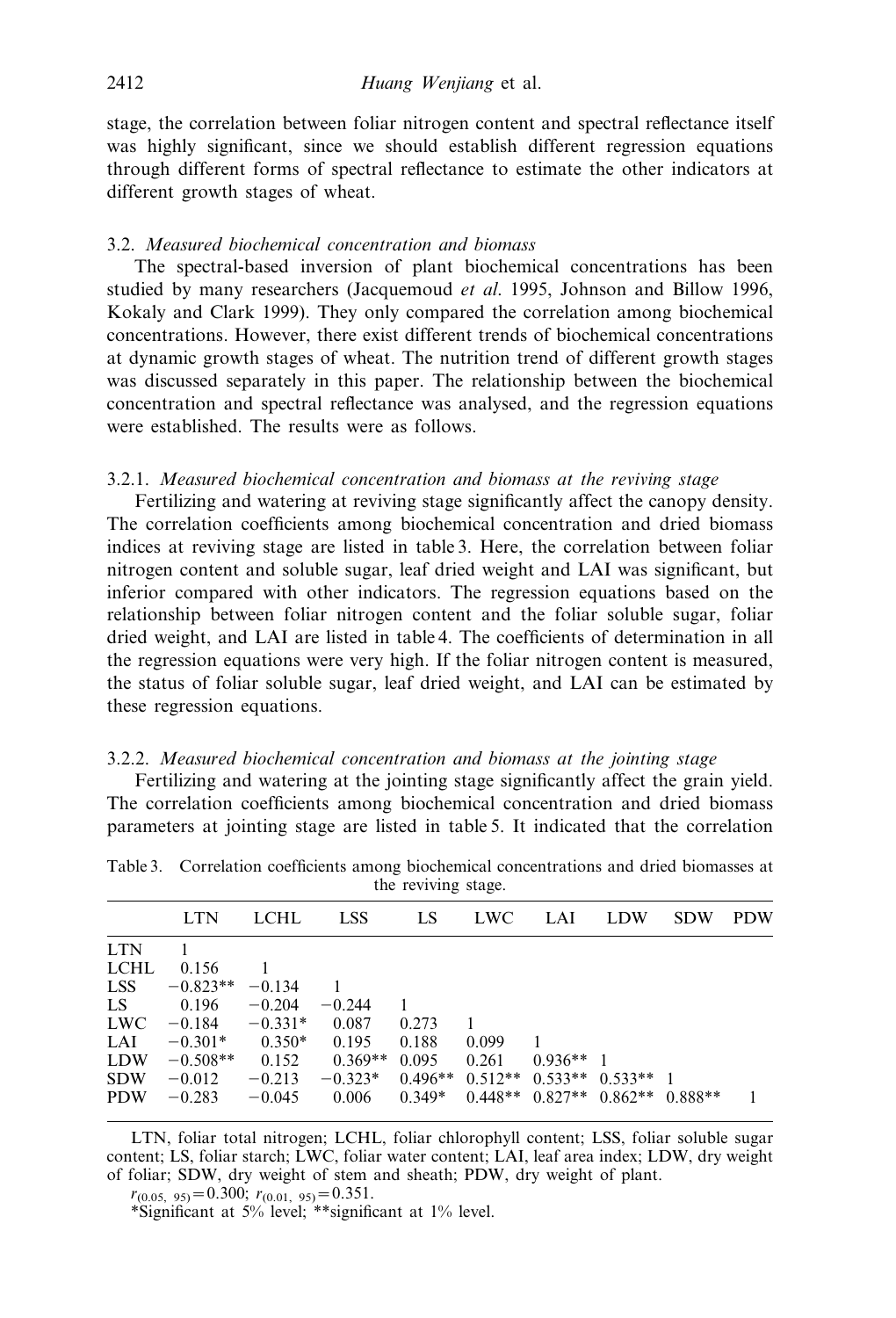stage, the correlation between foliar nitrogen content and spectral reflectance itself was highly significant, since we should establish different regression equations through different forms of spectral reflectance to estimate the other indicators at different growth stages of wheat.

### 3.2. *Measured biochemical concentration and biomass*

The spectral-based inversion of plant biochemical concentrations has been studied by many researchers (Jacquemoud *et al*. 1995, Johnson and Billow 1996, Kokaly and Clark 1999). They only compared the correlation among biochemical concentrations. However, there exist different trends of biochemical concentrations at dynamic growth stages of wheat. The nutrition trend of different growth stages was discussed separately in this paper. The relationship between the biochemical concentration and spectral reflectance was analysed, and the regression equations were established. The results were as follows.

#### 3.2.1. *Measured biochemical concentration and biomass at the reviving stage*

Fertilizing and watering at reviving stage significantly affect the canopy density. The correlation coefficients among biochemical concentration and dried biomass indices at reviving stage are listed in table 3. Here, the correlation between foliar nitrogen content and soluble sugar, leaf dried weight and LAI was significant, but inferior compared with other indicators. The regression equations based on the relationship between foliar nitrogen content and the foliar soluble sugar, foliar dried weight, and LAI are listed in table 4. The coefficients of determination in all the regression equations were very high. If the foliar nitrogen content is measured, the status of foliar soluble sugar, leaf dried weight, and LAI can be estimated by these regression equations.

#### 3.2.2. *Measured biochemical concentration and biomass at the jointing stage*

Fertilizing and watering at the jointing stage significantly affect the grain yield. The correlation coefficients among biochemical concentration and dried biomass parameters at jointing stage are listed in table 5. It indicated that the correlation

Table 3. Correlation coefficients among biochemical concentrations and dried biomasses at the reviving stage.

| | LTN | LCHL | LSS | LS | LWC | LAI | LDW | SDW | PDW |
|---|---|---|---|---|---|---|---|---|---|
| LTN | 1 | | | | | | | | |
| LCHL | 0.156 | 1 | | | | | | | |
| LSS | −0.823** | −0.134 | 1 | | | | | | |
| LS | 0.196 | −0.204 | −0.244 | 1 | | | | | |
| LWC | −0.184 | −0.331* | 0.087 | 0.273 | 1 | | | | |
| LAI | −0.301* | 0.350* | 0.195 | 0.188 | 0.099 | 1 | | | |
| LDW | −0.508** | 0.152 | 0.369** | 0.095 | 0.261 | 0.936** | 1 | | |
| SDW | −0.012 | −0.213 | −0.323* | 0.496** | 0.512** | 0.533** | 0.533** | 1 | |
| PDW | −0.283 | −0.045 | 0.006 | 0.349* | 0.448** | 0.827** | 0.862** | 0.888** | 1 |

LTN, foliar total nitrogen; LCHL, foliar chlorophyll content; LSS, foliar soluble sugar content; LS, foliar starch; LWC, foliar water content; LAI, leaf area index; LDW, dry weight of foliar; SDW, dry weight of stem and sheath; PDW, dry weight of plant.

$r_{(0.05,\ 95)}=0.300$; $r_{(0.01,\ 95)}=0.351$.

*Significant at 5% level; **significant at 1% level.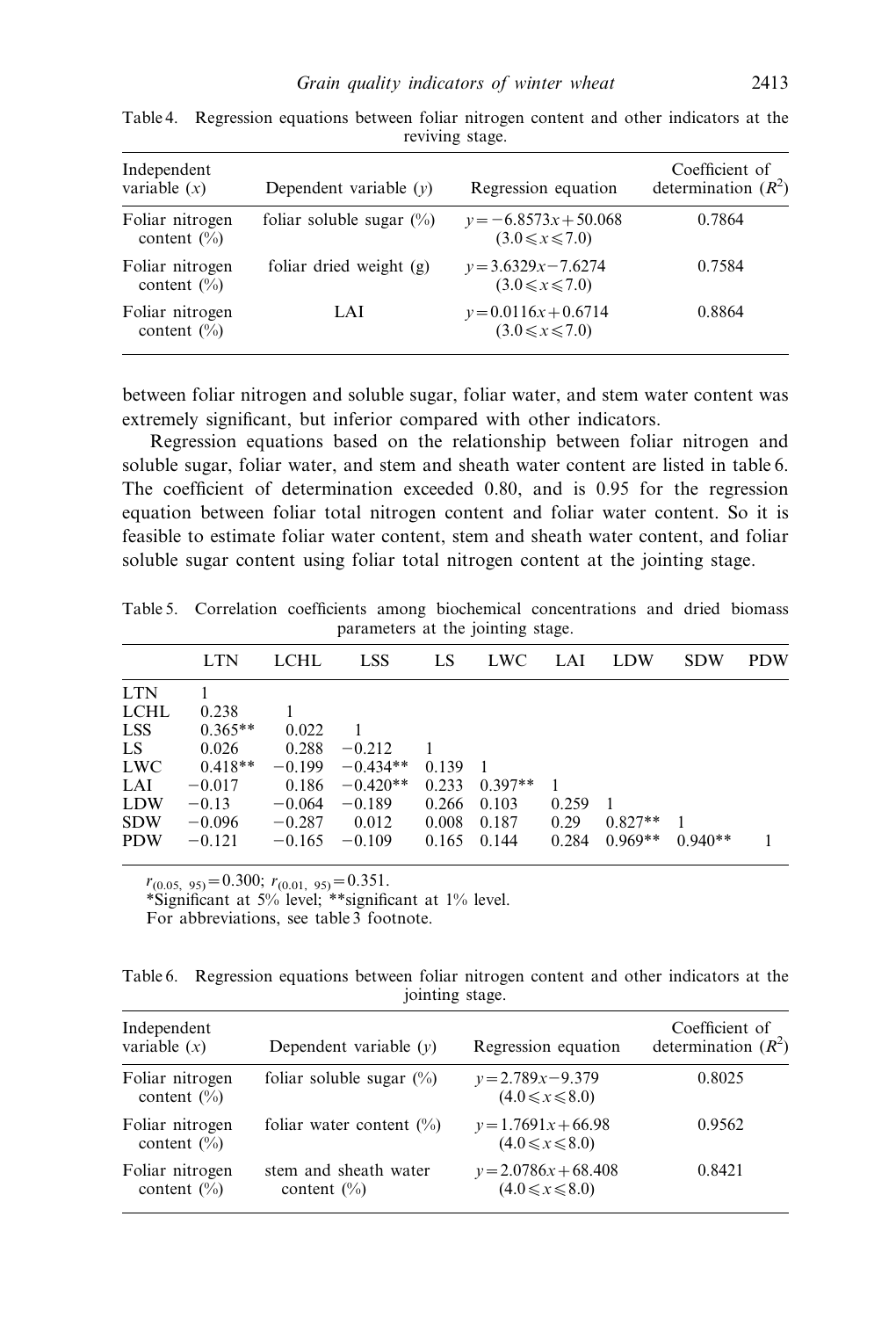Table 4. Regression equations between foliar nitrogen content and other indicators at the reviving stage.

| Independent variable ($x$) | Dependent variable ($y$) | Regression equation | Coefficient of determination ($R^2$) |
|---|---|---|---|
| Foliar nitrogen content (%) | foliar soluble sugar (%) | $y = -6.8573x + 50.068$ ($3.0 \leqslant x \leqslant 7.0$) | 0.7864 |
| Foliar nitrogen content (%) | foliar dried weight (g) | $y = 3.6329x - 7.6274$ ($3.0 \leqslant x \leqslant 7.0$) | 0.7584 |
| Foliar nitrogen content (%) | LAI | $y = 0.0116x + 0.6714$ ($3.0 \leqslant x \leqslant 7.0$) | 0.8864 |

between foliar nitrogen and soluble sugar, foliar water, and stem water content was extremely significant, but inferior compared with other indicators.

Regression equations based on the relationship between foliar nitrogen and soluble sugar, foliar water, and stem and sheath water content are listed in table 6. The coefficient of determination exceeded 0.80, and is 0.95 for the regression equation between foliar total nitrogen content and foliar water content. So it is feasible to estimate foliar water content, stem and sheath water content, and foliar soluble sugar content using foliar total nitrogen content at the jointing stage.

Table 5. Correlation coefficients among biochemical concentrations and dried biomass parameters at the jointing stage.

| | LTN | LCHL | LSS | LS | LWC | LAI | LDW | SDW | PDW |
|---|---|---|---|---|---|---|---|---|---|
| LTN | 1 | | | | | | | | |
| LCHL | 0.238 | 1 | | | | | | | |
| LSS | 0.365** | 0.022 | 1 | | | | | | |
| LS | 0.026 | 0.288 | −0.212 | 1 | | | | | |
| LWC | 0.418** | −0.199 | −0.434** | 0.139 | 1 | | | | |
| LAI | −0.017 | 0.186 | −0.420** | 0.233 | 0.397** | 1 | | | |
| LDW | −0.13 | −0.064 | −0.189 | 0.266 | 0.103 | 0.259 | 1 | | |
| SDW | −0.096 | −0.287 | 0.012 | 0.008 | 0.187 | 0.29 | 0.827** | 1 | |
| PDW | −0.121 | −0.165 | −0.109 | 0.165 | 0.144 | 0.284 | 0.969** | 0.940** | 1 |

$r_{(0.05,\ 95)} = 0.300$; $r_{(0.01,\ 95)} = 0.351$.
*Significant at 5% level; **significant at 1% level.
For abbreviations, see table 3 footnote.

Table 6. Regression equations between foliar nitrogen content and other indicators at the jointing stage.

| Independent variable ($x$) | Dependent variable ($y$) | Regression equation | Coefficient of determination ($R^2$) |
|---|---|---|---|
| Foliar nitrogen content (%) | foliar soluble sugar (%) | $y = 2.789x - 9.379$ ($4.0 \leqslant x \leqslant 8.0$) | 0.8025 |
| Foliar nitrogen content (%) | foliar water content (%) | $y = 1.7691x + 66.98$ ($4.0 \leqslant x \leqslant 8.0$) | 0.9562 |
| Foliar nitrogen content (%) | stem and sheath water content (%) | $y = 2.0786x + 68.408$ ($4.0 \leqslant x \leqslant 8.0$) | 0.8421 |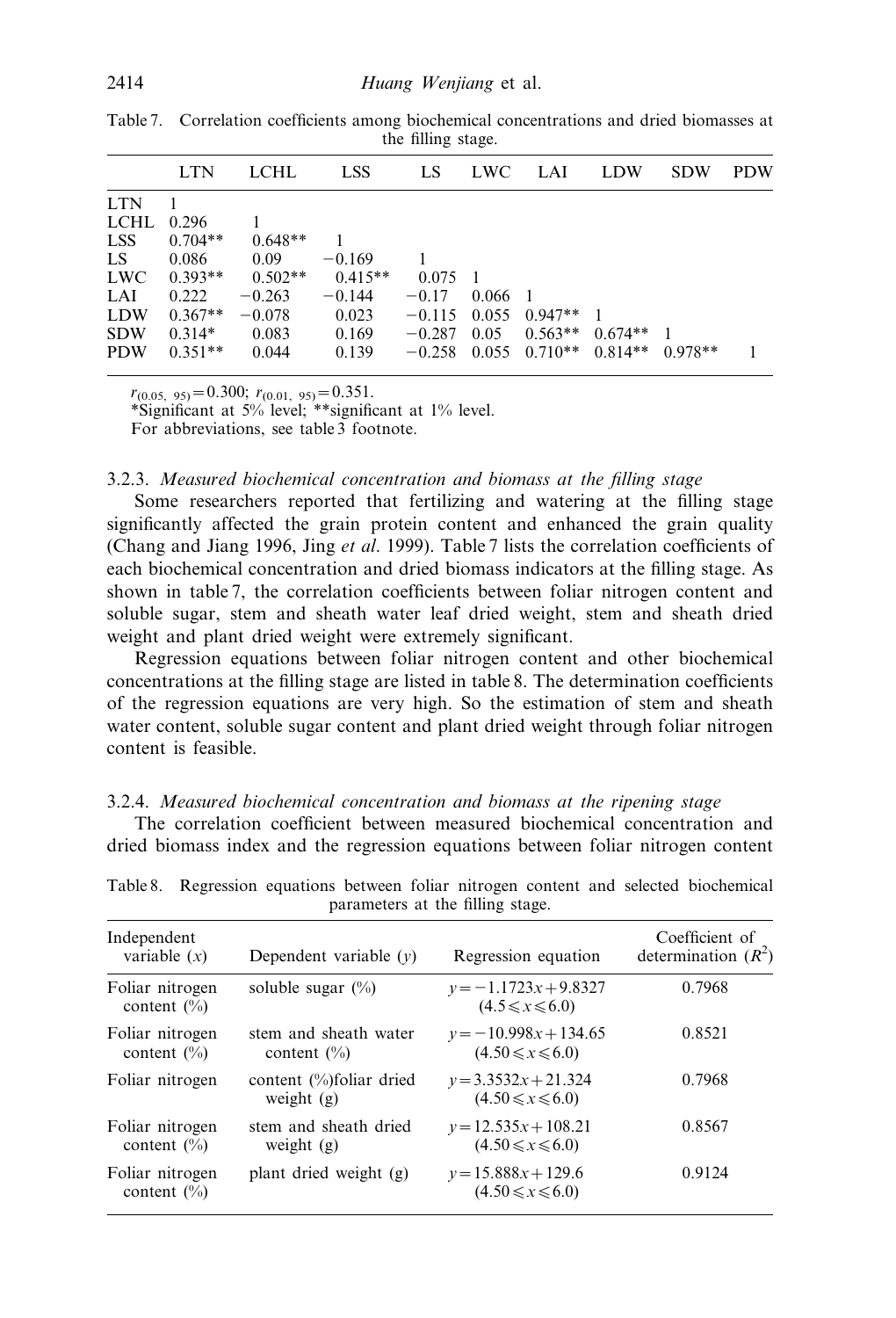Table 7. Correlation coefficients among biochemical concentrations and dried biomasses at the filling stage.

| | LTN | LCHL | LSS | LS | LWC | LAI | LDW | SDW | PDW |
|---|---|---|---|---|---|---|---|---|---|
| LTN | 1 | | | | | | | | |
| LCHL | 0.296 | 1 | | | | | | | |
| LSS | 0.704** | 0.648** | 1 | | | | | | |
| LS | 0.086 | 0.09 | −0.169 | 1 | | | | | |
| LWC | 0.393** | 0.502** | 0.415** | 0.075 | 1 | | | | |
| LAI | 0.222 | −0.263 | −0.144 | −0.17 | 0.066 | 1 | | | |
| LDW | 0.367** | −0.078 | 0.023 | −0.115 | 0.055 | 0.947** | 1 | | |
| SDW | 0.314* | 0.083 | 0.169 | −0.287 | 0.05 | 0.563** | 0.674** | 1 | |
| PDW | 0.351** | 0.044 | 0.139 | −0.258 | 0.055 | 0.710** | 0.814** | 0.978** | 1 |

$r_{(0.05,\ 95)}=0.300$; $r_{(0.01,\ 95)}=0.351$.
*Significant at 5% level; **significant at 1% level.
For abbreviations, see table 3 footnote.

### 3.2.3. *Measured biochemical concentration and biomass at the filling stage*

Some researchers reported that fertilizing and watering at the filling stage significantly affected the grain protein content and enhanced the grain quality (Chang and Jiang 1996, Jing *et al*. 1999). Table 7 lists the correlation coefficients of each biochemical concentration and dried biomass indicators at the filling stage. As shown in table 7, the correlation coefficients between foliar nitrogen content and soluble sugar, stem and sheath water leaf dried weight, stem and sheath dried weight and plant dried weight were extremely significant.

Regression equations between foliar nitrogen content and other biochemical concentrations at the filling stage are listed in table 8. The determination coefficients of the regression equations are very high. So the estimation of stem and sheath water content, soluble sugar content and plant dried weight through foliar nitrogen content is feasible.

### 3.2.4. *Measured biochemical concentration and biomass at the ripening stage*

The correlation coefficient between measured biochemical concentration and dried biomass index and the regression equations between foliar nitrogen content

Table 8. Regression equations between foliar nitrogen content and selected biochemical parameters at the filling stage.

| Independent variable ($x$) | Dependent variable ($y$) | Regression equation | Coefficient of determination ($R^2$) |
|---|---|---|---|
| Foliar nitrogen content (%) | soluble sugar (%) | $y=-1.1723x+9.8327$ $(4.5\leqslant x\leqslant 6.0)$ | 0.7968 |
| Foliar nitrogen content (%) | stem and sheath water content (%) | $y=-10.998x+134.65$ $(4.50\leqslant x\leqslant 6.0)$ | 0.8521 |
| Foliar nitrogen | content (%)foliar dried weight (g) | $y=3.3532x+21.324$ $(4.50\leqslant x\leqslant 6.0)$ | 0.7968 |
| Foliar nitrogen content (%) | stem and sheath dried weight (g) | $y=12.535x+108.21$ $(4.50\leqslant x\leqslant 6.0)$ | 0.8567 |
| Foliar nitrogen content (%) | plant dried weight (g) | $y=15.888x+129.6$ $(4.50\leqslant x\leqslant 6.0)$ | 0.9124 |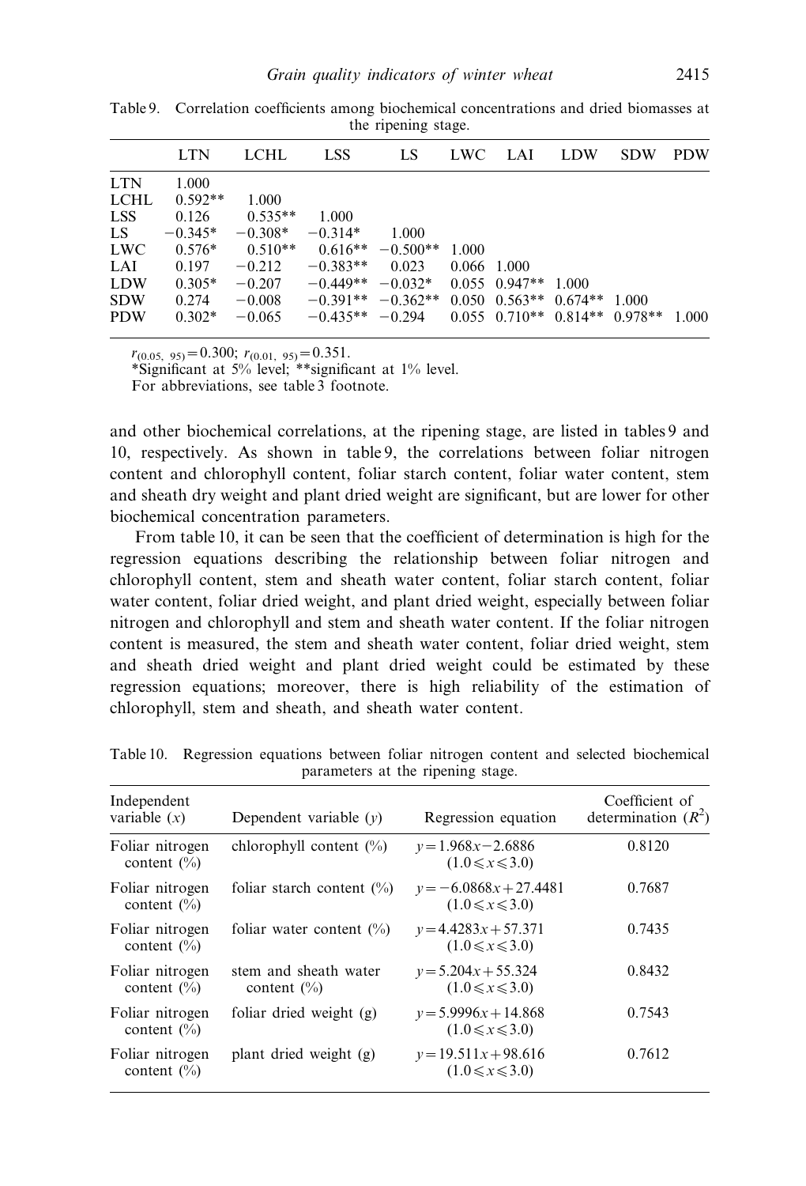Table 9. Correlation coefficients among biochemical concentrations and dried biomasses at the ripening stage.

| | LTN | LCHL | LSS | LS | LWC | LAI | LDW | SDW | PDW |
|---|---|---|---|---|---|---|---|---|---|
| LTN | 1.000 | | | | | | | | |
| LCHL | 0.592** | 1.000 | | | | | | | |
| LSS | 0.126 | 0.535** | 1.000 | | | | | | |
| LS | −0.345* | −0.308* | −0.314* | 1.000 | | | | | |
| LWC | 0.576* | 0.510** | 0.616** | −0.500** | 1.000 | | | | |
| LAI | 0.197 | −0.212 | −0.383** | 0.023 | 0.066 | 1.000 | | | |
| LDW | 0.305* | −0.207 | −0.449** | −0.032* | 0.055 | 0.947** | 1.000 | | |
| SDW | 0.274 | −0.008 | −0.391** | −0.362** | 0.050 | 0.563** | 0.674** | 1.000 | |
| PDW | 0.302* | −0.065 | −0.435** | −0.294 | 0.055 | 0.710** | 0.814** | 0.978** | 1.000 |

$r_{(0.05,\ 95)} = 0.300$; $r_{(0.01,\ 95)} = 0.351$.
*Significant at 5% level; **significant at 1% level.
For abbreviations, see table 3 footnote.

and other biochemical correlations, at the ripening stage, are listed in tables 9 and 10, respectively. As shown in table 9, the correlations between foliar nitrogen content and chlorophyll content, foliar starch content, foliar water content, stem and sheath dry weight and plant dried weight are significant, but are lower for other biochemical concentration parameters.

From table 10, it can be seen that the coefficient of determination is high for the regression equations describing the relationship between foliar nitrogen and chlorophyll content, stem and sheath water content, foliar starch content, foliar water content, foliar dried weight, and plant dried weight, especially between foliar nitrogen and chlorophyll and stem and sheath water content. If the foliar nitrogen content is measured, the stem and sheath water content, foliar dried weight, stem and sheath dried weight and plant dried weight could be estimated by these regression equations; moreover, there is high reliability of the estimation of chlorophyll, stem and sheath, and sheath water content.

Table 10. Regression equations between foliar nitrogen content and selected biochemical parameters at the ripening stage.

| Independent variable ($x$) | Dependent variable ($y$) | Regression equation | Coefficient of determination ($R^2$) |
|---|---|---|---|
| Foliar nitrogen content (%) | chlorophyll content (%) | $y = 1.968x - 2.6886$ $(1.0 \leqslant x \leqslant 3.0)$ | 0.8120 |
| Foliar nitrogen content (%) | foliar starch content (%) | $y = -6.0868x + 27.4481$ $(1.0 \leqslant x \leqslant 3.0)$ | 0.7687 |
| Foliar nitrogen content (%) | foliar water content (%) | $y = 4.4283x + 57.371$ $(1.0 \leqslant x \leqslant 3.0)$ | 0.7435 |
| Foliar nitrogen content (%) | stem and sheath water content (%) | $y = 5.204x + 55.324$ $(1.0 \leqslant x \leqslant 3.0)$ | 0.8432 |
| Foliar nitrogen content (%) | foliar dried weight (g) | $y = 5.9996x + 14.868$ $(1.0 \leqslant x \leqslant 3.0)$ | 0.7543 |
| Foliar nitrogen content (%) | plant dried weight (g) | $y = 19.511x + 98.616$ $(1.0 \leqslant x \leqslant 3.0)$ | 0.7612 |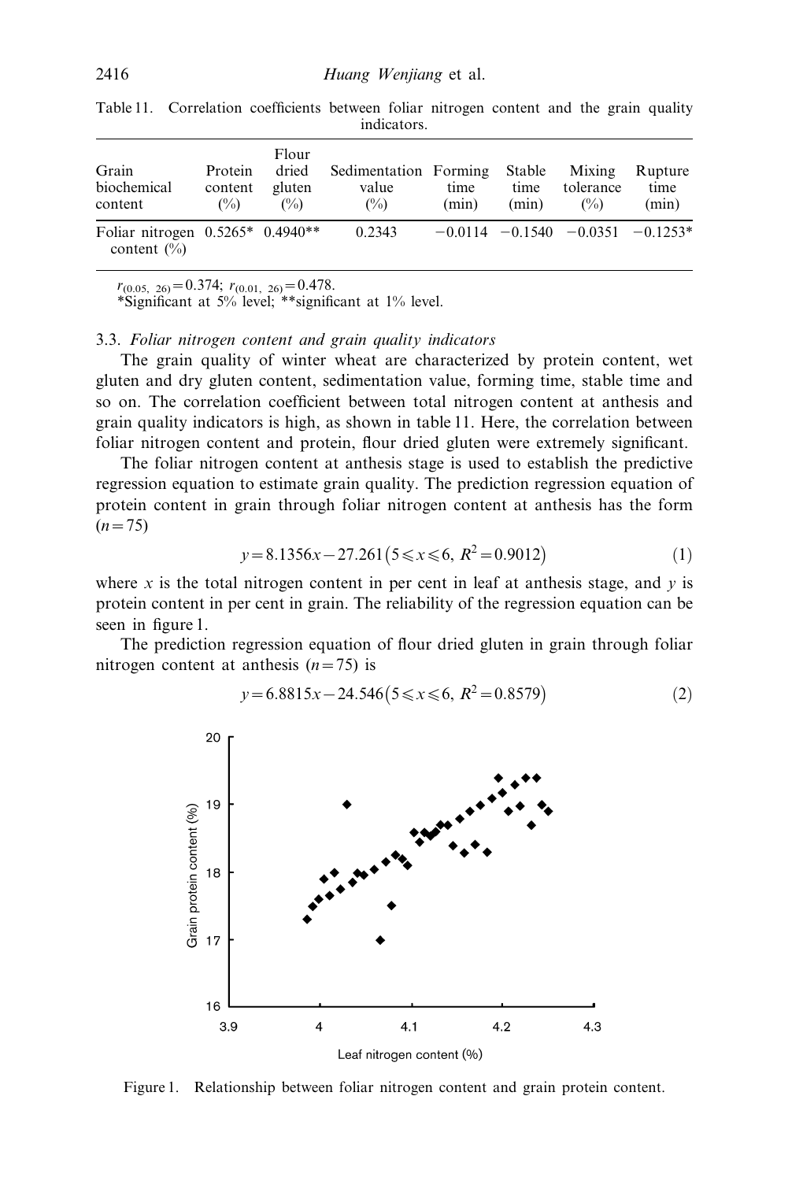Table 11. Correlation coefficients between foliar nitrogen content and the grain quality indicators.

| Grain biochemical content | Protein content (%) | Flour dried gluten (%) | Sedimentation value (%) | Forming time (min) | Stable time (min) | Mixing tolerance (%) | Rupture time (min) |
|---|---|---|---|---|---|---|---|
| Foliar nitrogen content (%) | 0.5265* | 0.4940** | 0.2343 | −0.0114 | −0.1540 | −0.0351 | −0.1253* |

$r_{(0.05,\ 26)} = 0.374$; $r_{(0.01,\ 26)} = 0.478$.
*Significant at 5% level; **significant at 1% level.

### 3.3. *Foliar nitrogen content and grain quality indicators*

The grain quality of winter wheat are characterized by protein content, wet gluten and dry gluten content, sedimentation value, forming time, stable time and so on. The correlation coefficient between total nitrogen content at anthesis and grain quality indicators is high, as shown in table 11. Here, the correlation between foliar nitrogen content and protein, flour dried gluten were extremely significant.

The foliar nitrogen content at anthesis stage is used to establish the predictive regression equation to estimate grain quality. The prediction regression equation of protein content in grain through foliar nitrogen content at anthesis has the form ($n = 75$)

$$y = 8.1356x - 27.261 \left(5 \leqslant x \leqslant 6,\ R^2 = 0.9012\right) \tag{1}$$

where $x$ is the total nitrogen content in per cent in leaf at anthesis stage, and $y$ is protein content in per cent in grain. The reliability of the regression equation can be seen in figure 1.

The prediction regression equation of flour dried gluten in grain through foliar nitrogen content at anthesis ($n = 75$) is

$$y = 6.8815x - 24.546 \left(5 \leqslant x \leqslant 6,\ R^2 = 0.8579\right) \tag{2}$$

Figure 1. Relationship between foliar nitrogen content and grain protein content.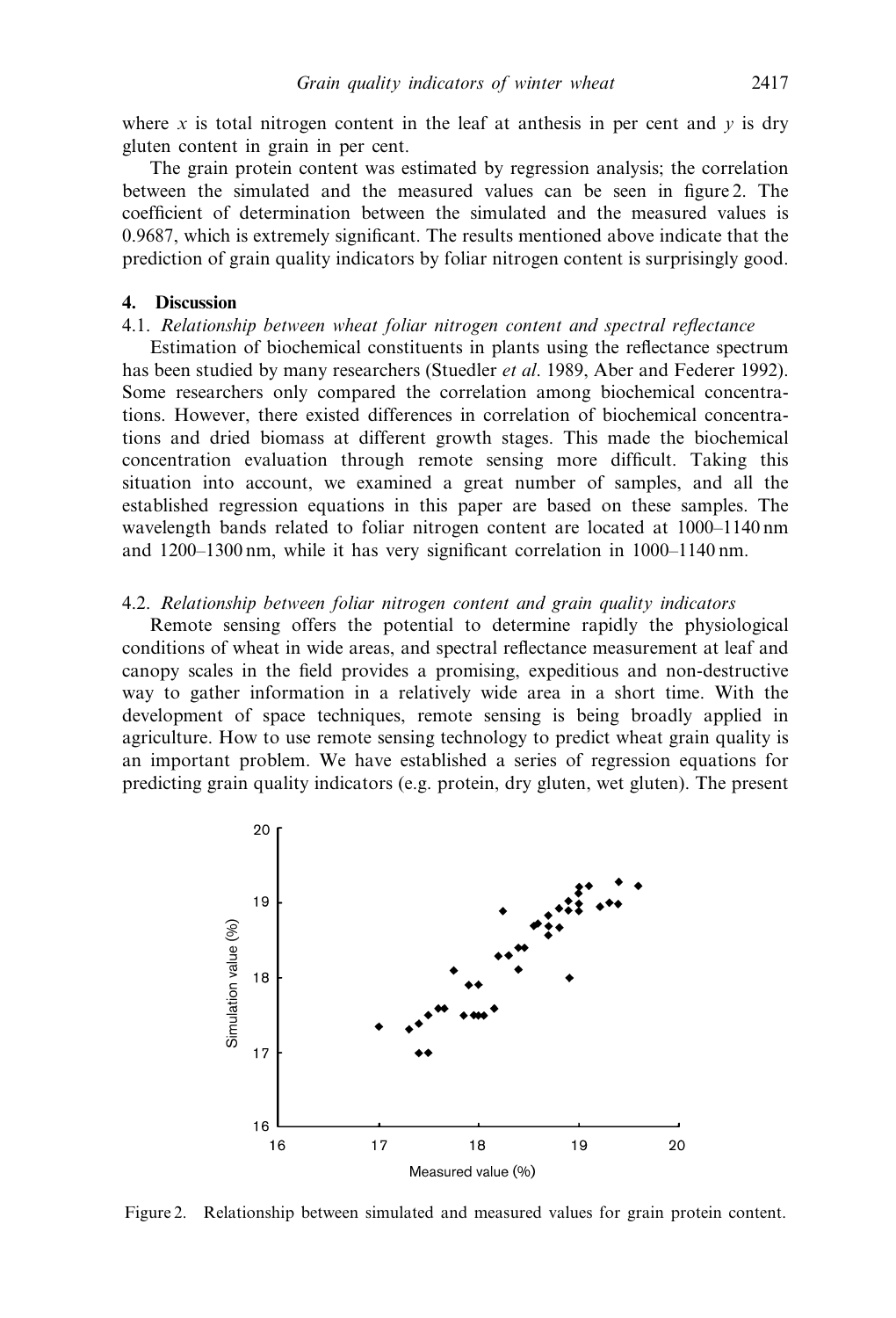where $x$ is total nitrogen content in the leaf at anthesis in per cent and $y$ is dry gluten content in grain in per cent.

The grain protein content was estimated by regression analysis; the correlation between the simulated and the measured values can be seen in figure 2. The coefficient of determination between the simulated and the measured values is 0.9687, which is extremely significant. The results mentioned above indicate that the prediction of grain quality indicators by foliar nitrogen content is surprisingly good.

## 4. Discussion

### 4.1. *Relationship between wheat foliar nitrogen content and spectral reflectance*

Estimation of biochemical constituents in plants using the reflectance spectrum has been studied by many researchers (Stuedler *et al.* 1989, Aber and Federer 1992). Some researchers only compared the correlation among biochemical concentrations. However, there existed differences in correlation of biochemical concentrations and dried biomass at different growth stages. This made the biochemical concentration evaluation through remote sensing more difficult. Taking this situation into account, we examined a great number of samples, and all the established regression equations in this paper are based on these samples. The wavelength bands related to foliar nitrogen content are located at 1000–1140 nm and 1200–1300 nm, while it has very significant correlation in 1000–1140 nm.

### 4.2. *Relationship between foliar nitrogen content and grain quality indicators*

Remote sensing offers the potential to determine rapidly the physiological conditions of wheat in wide areas, and spectral reflectance measurement at leaf and canopy scales in the field provides a promising, expeditious and non-destructive way to gather information in a relatively wide area in a short time. With the development of space techniques, remote sensing is being broadly applied in agriculture. How to use remote sensing technology to predict wheat grain quality is an important problem. We have established a series of regression equations for predicting grain quality indicators (e.g. protein, dry gluten, wet gluten). The present

Figure 2. Relationship between simulated and measured values for grain protein content.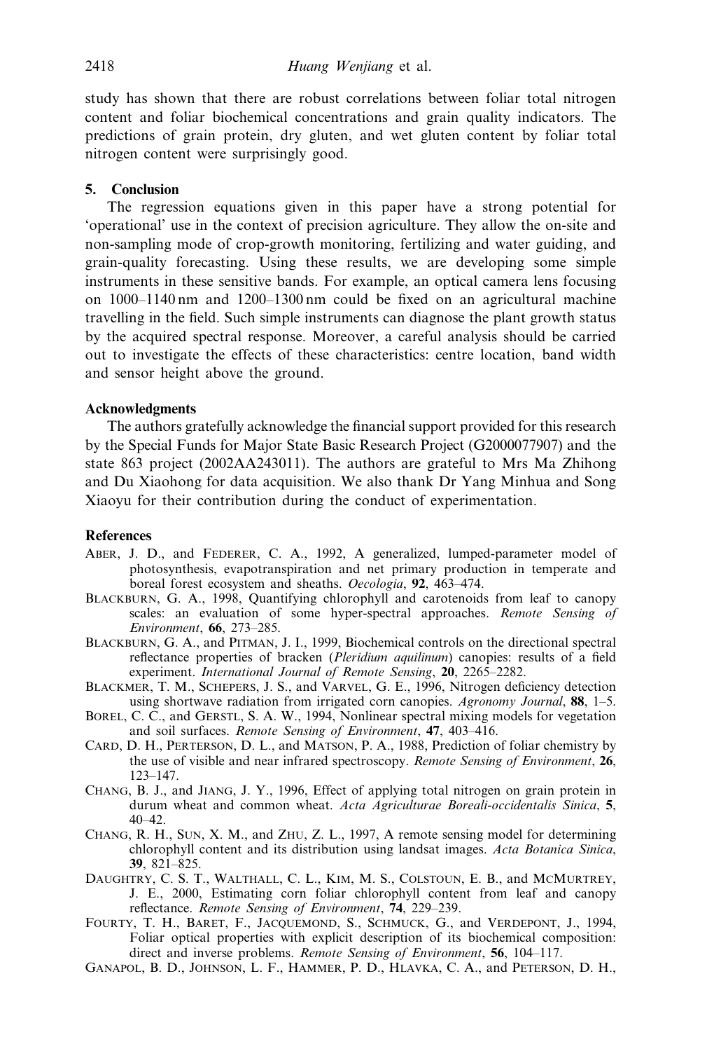study has shown that there are robust correlations between foliar total nitrogen content and foliar biochemical concentrations and grain quality indicators. The predictions of grain protein, dry gluten, and wet gluten content by foliar total nitrogen content were surprisingly good.

## 5. Conclusion

The regression equations given in this paper have a strong potential for 'operational' use in the context of precision agriculture. They allow the on-site and non-sampling mode of crop-growth monitoring, fertilizing and water guiding, and grain-quality forecasting. Using these results, we are developing some simple instruments in these sensitive bands. For example, an optical camera lens focusing on 1000–1140 nm and 1200–1300 nm could be fixed on an agricultural machine travelling in the field. Such simple instruments can diagnose the plant growth status by the acquired spectral response. Moreover, a careful analysis should be carried out to investigate the effects of these characteristics: centre location, band width and sensor height above the ground.

## Acknowledgments

The authors gratefully acknowledge the financial support provided for this research by the Special Funds for Major State Basic Research Project (G2000077907) and the state 863 project (2002AA243011). The authors are grateful to Mrs Ma Zhihong and Du Xiaohong for data acquisition. We also thank Dr Yang Minhua and Song Xiaoyu for their contribution during the conduct of experimentation.

## References

Aber, J. D., and Federer, C. A., 1992, A generalized, lumped-parameter model of photosynthesis, evapotranspiration and net primary production in temperate and boreal forest ecosystem and sheaths. *Oecologia*, **92**, 463–474.

Blackburn, G. A., 1998, Quantifying chlorophyll and carotenoids from leaf to canopy scales: an evaluation of some hyper-spectral approaches. *Remote Sensing of Environment*, **66**, 273–285.

Blackburn, G. A., and Pitman, J. I., 1999, Biochemical controls on the directional spectral reflectance properties of bracken (*Pleridium aquilinum*) canopies: results of a field experiment. *International Journal of Remote Sensing*, **20**, 2265–2282.

Blackmer, T. M., Schepers, J. S., and Varvel, G. E., 1996, Nitrogen deficiency detection using shortwave radiation from irrigated corn canopies. *Agronomy Journal*, **88**, 1–5.

Borel, C. C., and Gerstl, S. A. W., 1994, Nonlinear spectral mixing models for vegetation and soil surfaces. *Remote Sensing of Environment*, **47**, 403–416.

Card, D. H., Perterson, D. L., and Matson, P. A., 1988, Prediction of foliar chemistry by the use of visible and near infrared spectroscopy. *Remote Sensing of Environment*, **26**, 123–147.

Chang, B. J., and Jiang, J. Y., 1996, Effect of applying total nitrogen on grain protein in durum wheat and common wheat. *Acta Agriculturae Boreali-occidentalis Sinica*, **5**, 40–42.

Chang, R. H., Sun, X. M., and Zhu, Z. L., 1997, A remote sensing model for determining chlorophyll content and its distribution using landsat images. *Acta Botanica Sinica*, **39**, 821–825.

Daughtry, C. S. T., Walthall, C. L., Kim, M. S., Colstoun, E. B., and McMurtrey, J. E., 2000, Estimating corn foliar chlorophyll content from leaf and canopy reflectance. *Remote Sensing of Environment*, **74**, 229–239.

Fourty, T. H., Baret, F., Jacquemond, S., Schmuck, G., and Verdepont, J., 1994, Foliar optical properties with explicit description of its biochemical composition: direct and inverse problems. *Remote Sensing of Environment*, **56**, 104–117.

Ganapol, B. D., Johnson, L. F., Hammer, P. D., Hlavka, C. A., and Peterson, D. H.,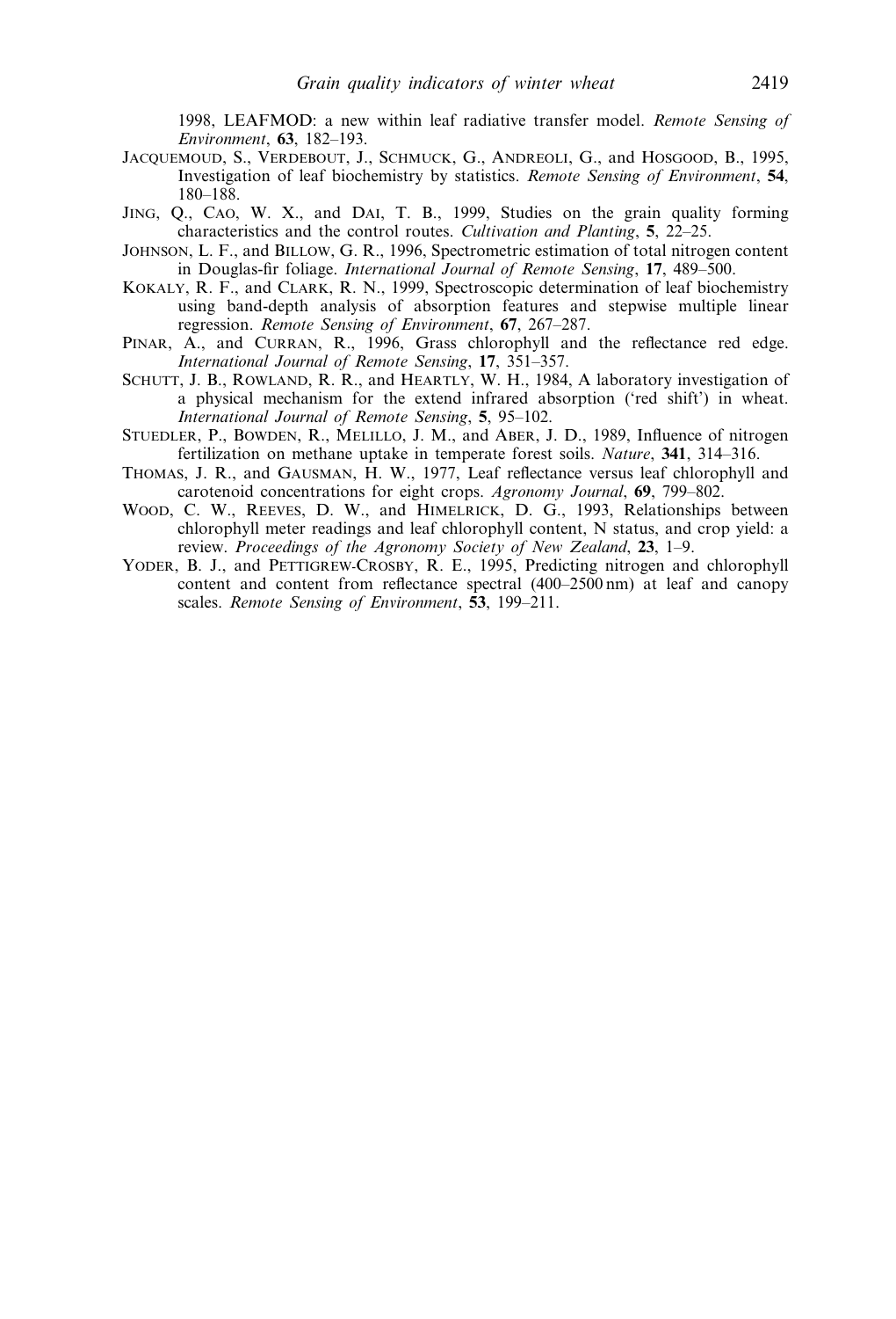1998, LEAFMOD: a new within leaf radiative transfer model. *Remote Sensing of Environment*, **63**, 182–193.

Jacquemoud, S., Verdebout, J., Schmuck, G., Andreoli, G., and Hosgood, B., 1995, Investigation of leaf biochemistry by statistics. *Remote Sensing of Environment*, **54**, 180–188.

Jing, Q., Cao, W. X., and Dai, T. B., 1999, Studies on the grain quality forming characteristics and the control routes. *Cultivation and Planting*, **5**, 22–25.

Johnson, L. F., and Billow, G. R., 1996, Spectrometric estimation of total nitrogen content in Douglas-fir foliage. *International Journal of Remote Sensing*, **17**, 489–500.

Kokaly, R. F., and Clark, R. N., 1999, Spectroscopic determination of leaf biochemistry using band-depth analysis of absorption features and stepwise multiple linear regression. *Remote Sensing of Environment*, **67**, 267–287.

Pinar, A., and Curran, R., 1996, Grass chlorophyll and the reflectance red edge. *International Journal of Remote Sensing*, **17**, 351–357.

Schutt, J. B., Rowland, R. R., and Heartly, W. H., 1984, A laboratory investigation of a physical mechanism for the extend infrared absorption ('red shift') in wheat. *International Journal of Remote Sensing*, **5**, 95–102.

Stuedler, P., Bowden, R., Melillo, J. M., and Aber, J. D., 1989, Influence of nitrogen fertilization on methane uptake in temperate forest soils. *Nature*, **341**, 314–316.

Thomas, J. R., and Gausman, H. W., 1977, Leaf reflectance versus leaf chlorophyll and carotenoid concentrations for eight crops. *Agronomy Journal*, **69**, 799–802.

Wood, C. W., Reeves, D. W., and Himelrick, D. G., 1993, Relationships between chlorophyll meter readings and leaf chlorophyll content, N status, and crop yield: a review. *Proceedings of the Agronomy Society of New Zealand*, **23**, 1–9.

Yoder, B. J., and Pettigrew-Crosby, R. E., 1995, Predicting nitrogen and chlorophyll content and content from reflectance spectral (400–2500 nm) at leaf and canopy scales. *Remote Sensing of Environment*, **53**, 199–211.